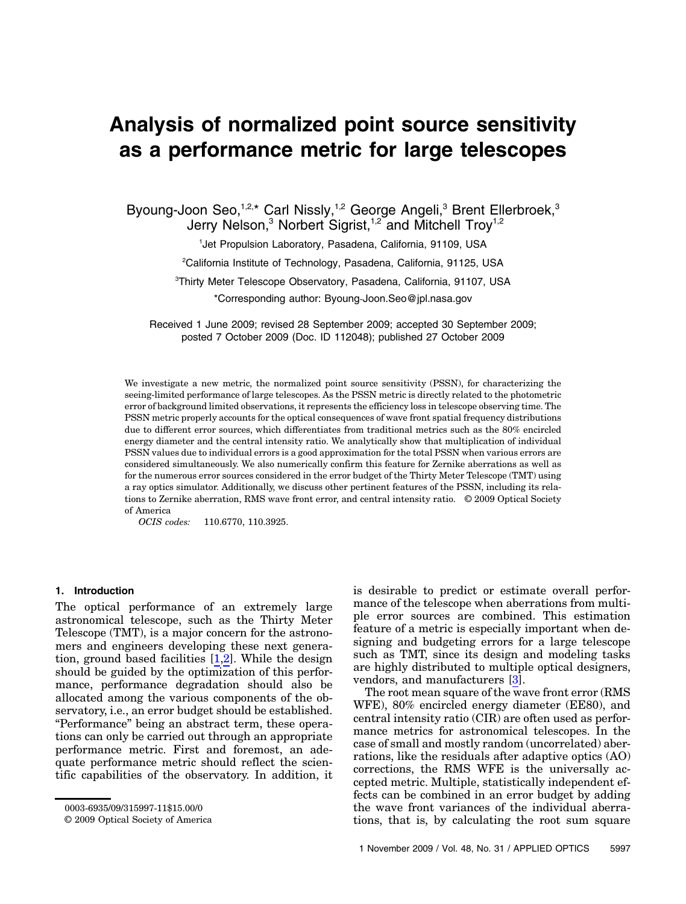# Analysis of normalized point source sensitivity as a performance metric for large telescopes

Byoung-Joon Seo,[1,2,*] Carl Nissly,[1,2] George Angeli,[3] Brent Ellerbroek,[3] Jerry Nelson,[3] Norbert Sigrist,[1,2] and Mitchell Troy[1,2]

[1]Jet Propulsion Laboratory, Pasadena, California, 91109, USA

[2]California Institute of Technology, Pasadena, California, 91125, USA

[3]Thirty Meter Telescope Observatory, Pasadena, California, 91107, USA

*Corresponding author: Byoung-Joon.Seo@jpl.nasa.gov

Received 1 June 2009; revised 28 September 2009; accepted 30 September 2009; posted 7 October 2009 (Doc. ID 112048); published 27 October 2009

We investigate a new metric, the normalized point source sensitivity (PSSN), for characterizing the seeing-limited performance of large telescopes. As the PSSN metric is directly related to the photometric error of background limited observations, it represents the efficiency loss in telescope observing time. The PSSN metric properly accounts for the optical consequences of wave front spatial frequency distributions due to different error sources, which differentiates from traditional metrics such as the 80% encircled energy diameter and the central intensity ratio. We analytically show that multiplication of individual PSSN values due to individual errors is a good approximation for the total PSSN when various errors are considered simultaneously. We also numerically confirm this feature for Zernike aberrations as well as for the numerous error sources considered in the error budget of the Thirty Meter Telescope (TMT) using a ray optics simulator. Additionally, we discuss other pertinent features of the PSSN, including its relations to Zernike aberration, RMS wave front error, and central intensity ratio. © 2009 Optical Society of America

*OCIS codes:* 110.6770, 110.3925.

## 1. Introduction

The optical performance of an extremely large astronomical telescope, such as the Thirty Meter Telescope (TMT), is a major concern for the astronomers and engineers developing these next generation, ground based facilities [1,2]. While the design should be guided by the optimization of this performance, performance degradation should also be allocated among the various components of the observatory, i.e., an error budget should be established. "Performance" being an abstract term, these operations can only be carried out through an appropriate performance metric. First and foremost, an adequate performance metric should reflect the scientific capabilities of the observatory. In addition, it is desirable to predict or estimate overall performance of the telescope when aberrations from multiple error sources are combined. This estimation feature of a metric is especially important when designing and budgeting errors for a large telescope such as TMT, since its design and modeling tasks are highly distributed to multiple optical designers, vendors, and manufacturers [3].

The root mean square of the wave front error (RMS WFE), 80% encircled energy diameter (EE80), and central intensity ratio (CIR) are often used as performance metrics for astronomical telescopes. In the case of small and mostly random (uncorrelated) aberrations, like the residuals after adaptive optics (AO) corrections, the RMS WFE is the universally accepted metric. Multiple, statistically independent effects can be combined in an error budget by adding the wave front variances of the individual aberrations, that is, by calculating the root sum square

0003-6935/09/315997-11$15.00/0
© 2009 Optical Society of America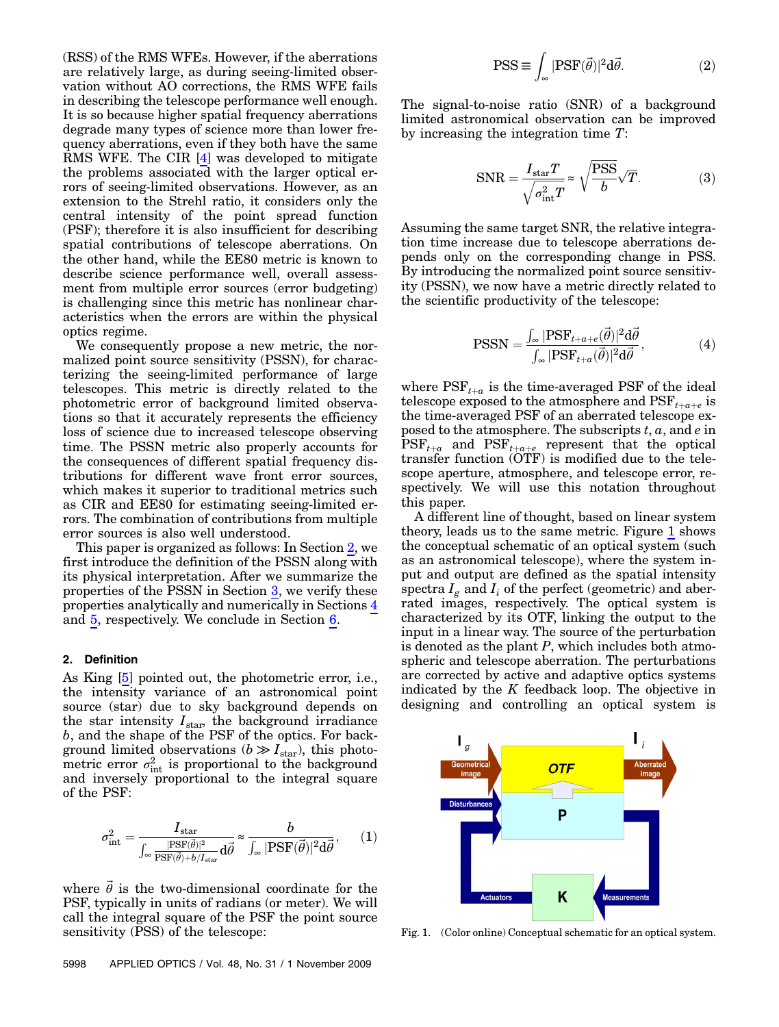(RSS) of the RMS WFEs. However, if the aberrations are relatively large, as during seeing-limited observation without AO corrections, the RMS WFE fails in describing the telescope performance well enough. It is so because higher spatial frequency aberrations degrade many types of science more than lower frequency aberrations, even if they both have the same RMS WFE. The CIR [4] was developed to mitigate the problems associated with the larger optical errors of seeing-limited observations. However, as an extension to the Strehl ratio, it considers only the central intensity of the point spread function (PSF); therefore it is also insufficient for describing spatial contributions of telescope aberrations. On the other hand, while the EE80 metric is known to describe science performance well, overall assessment from multiple error sources (error budgeting) is challenging since this metric has nonlinear characteristics when the errors are within the physical optics regime.

We consequently propose a new metric, the normalized point source sensitivity (PSSN), for characterizing the seeing-limited performance of large telescopes. This metric is directly related to the photometric error of background limited observations so that it accurately represents the efficiency loss of science due to increased telescope observing time. The PSSN metric also properly accounts for the consequences of different spatial frequency distributions for different wave front error sources, which makes it superior to traditional metrics such as CIR and EE80 for estimating seeing-limited errors. The combination of contributions from multiple error sources is also well understood.

This paper is organized as follows: In Section 2, we first introduce the definition of the PSSN along with its physical interpretation. After we summarize the properties of the PSSN in Section 3, we verify these properties analytically and numerically in Sections 4 and 5, respectively. We conclude in Section 6.

## 2. Definition

As King [5] pointed out, the photometric error, i.e., the intensity variance of an astronomical point source (star) due to sky background depends on the star intensity $I_{\text{star}}$, the background irradiance $b$, and the shape of the PSF of the optics. For background limited observations ($b \gg I_{\text{star}}$), this photometric error $\sigma^2_{\text{int}}$ is proportional to the background and inversely proportional to the integral square of the PSF:

$$\sigma^2_{\text{int}} = \frac{I_{\text{star}}}{\int_\infty \frac{|\text{PSF}(\vec{\theta})|^2}{\text{PSF}(\vec{\theta})+b/I_{\text{star}}} \mathrm{d}\vec{\theta}} \approx \frac{b}{\int_\infty |\text{PSF}(\vec{\theta})|^2 \mathrm{d}\vec{\theta}}, \qquad (1)$$

where $\vec{\theta}$ is the two-dimensional coordinate for the PSF, typically in units of radians (or meter). We will call the integral square of the PSF the point source sensitivity (PSS) of the telescope:

$$\text{PSS} \equiv \int_\infty |\text{PSF}(\vec{\theta})|^2 \mathrm{d}\vec{\theta}. \qquad (2)$$

The signal-to-noise ratio (SNR) of a background limited astronomical observation can be improved by increasing the integration time $T$:

$$\text{SNR} = \frac{I_{\text{star}} T}{\sqrt{\sigma^2_{\text{int}} T}} \approx \sqrt{\frac{\text{PSS}}{b}} \sqrt{T}. \qquad (3)$$

Assuming the same target SNR, the relative integration time increase due to telescope aberrations depends only on the corresponding change in PSS. By introducing the normalized point source sensitivity (PSSN), we now have a metric directly related to the scientific productivity of the telescope:

$$\text{PSSN} = \frac{\int_\infty |\text{PSF}_{t+a+e}(\vec{\theta})|^2 \mathrm{d}\vec{\theta}}{\int_\infty |\text{PSF}_{t+a}(\vec{\theta})|^2 \mathrm{d}\vec{\theta}}, \qquad (4)$$

where $\text{PSF}_{t+a}$ is the time-averaged PSF of the ideal telescope exposed to the atmosphere and $\text{PSF}_{t+a+e}$ is the time-averaged PSF of an aberrated telescope exposed to the atmosphere. The subscripts $t$, $a$, and $e$ in $\text{PSF}_{t+a}$ and $\text{PSF}_{t+a+e}$ represent that the optical transfer function (OTF) is modified due to the telescope aperture, atmosphere, and telescope error, respectively. We will use this notation throughout this paper.

A different line of thought, based on linear system theory, leads us to the same metric. Figure 1 shows the conceptual schematic of an optical system (such as an astronomical telescope), where the system input and output are defined as the spatial intensity spectra $I_g$ and $I_i$ of the perfect (geometric) and aberrated images, respectively. The optical system is characterized by its OTF, linking the output to the input in a linear way. The source of the perturbation is denoted as the plant $P$, which includes both atmospheric and telescope aberration. The perturbations are corrected by active and adaptive optics systems indicated by the $K$ feedback loop. The objective in designing and controlling an optical system is

Fig. 1. (Color online) Conceptual schematic for an optical system.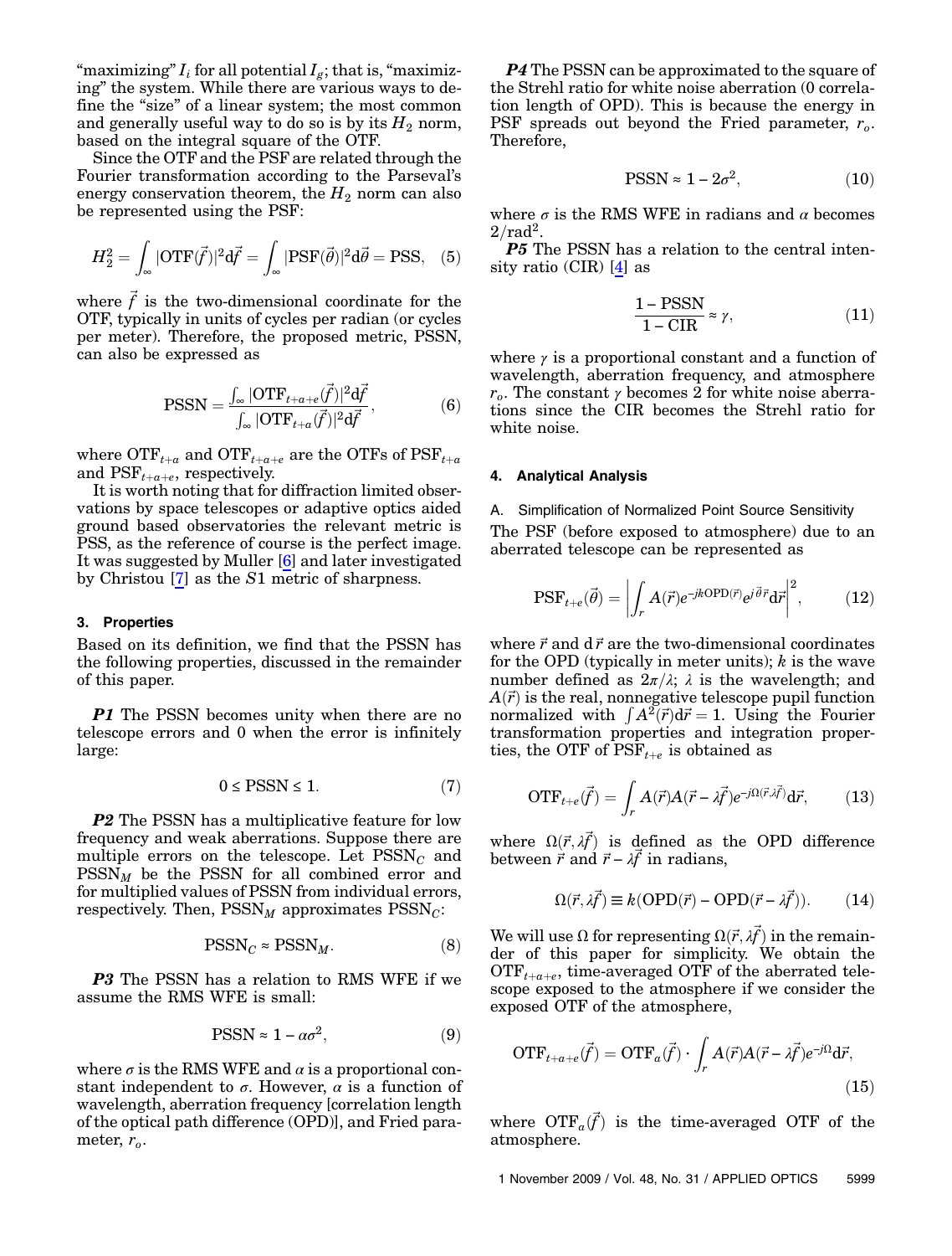"maximizing" $I_i$ for all potential $I_g$; that is, "maximizing" the system. While there are various ways to define the "size" of a linear system; the most common and generally useful way to do so is by its $H_2$ norm, based on the integral square of the OTF.

Since the OTF and the PSF are related through the Fourier transformation according to the Parseval's energy conservation theorem, the $H_2$ norm can also be represented using the PSF:

$$H_2^2 = \int_\infty |\mathrm{OTF}(\vec{f})|^2 \mathrm{d}\vec{f} = \int_\infty |\mathrm{PSF}(\vec{\theta})|^2 \mathrm{d}\vec{\theta} = \mathrm{PSS}, \quad (5)$$

where $\vec{f}$ is the two-dimensional coordinate for the OTF, typically in units of cycles per radian (or cycles per meter). Therefore, the proposed metric, PSSN, can also be expressed as

$$\mathrm{PSSN} = \frac{\int_\infty |\mathrm{OTF}_{t+a+e}(\vec{f})|^2 \mathrm{d}\vec{f}}{\int_\infty |\mathrm{OTF}_{t+a}(\vec{f})|^2 \mathrm{d}\vec{f}}, \quad (6)$$

where $\mathrm{OTF}_{t+a}$ and $\mathrm{OTF}_{t+a+e}$ are the OTFs of $\mathrm{PSF}_{t+a}$ and $\mathrm{PSF}_{t+a+e}$, respectively.

It is worth noting that for diffraction limited observations by space telescopes or adaptive optics aided ground based observatories the relevant metric is PSS, as the reference of course is the perfect image. It was suggested by Muller [6] and later investigated by Christou [7] as the $S1$ metric of sharpness.

## 3. Properties

Based on its definition, we find that the PSSN has the following properties, discussed in the remainder of this paper.

***P1*** The PSSN becomes unity when there are no telescope errors and 0 when the error is infinitely large:

$$0 \leq \mathrm{PSSN} \leq 1. \quad (7)$$

***P2*** The PSSN has a multiplicative feature for low frequency and weak aberrations. Suppose there are multiple errors on the telescope. Let $\mathrm{PSSN}_C$ and $\mathrm{PSSN}_M$ be the PSSN for all combined error and for multiplied values of PSSN from individual errors, respectively. Then, $\mathrm{PSSN}_M$ approximates $\mathrm{PSSN}_C$:

$$\mathrm{PSSN}_C \approx \mathrm{PSSN}_M. \quad (8)$$

***P3*** The PSSN has a relation to RMS WFE if we assume the RMS WFE is small:

$$\mathrm{PSSN} \approx 1 - \alpha\sigma^2, \quad (9)$$

where $\sigma$ is the RMS WFE and $\alpha$ is a proportional constant independent to $\sigma$. However, $\alpha$ is a function of wavelength, aberration frequency [correlation length of the optical path difference (OPD)], and Fried parameter, $r_o$.

***P4*** The PSSN can be approximated to the square of the Strehl ratio for white noise aberration (0 correlation length of OPD). This is because the energy in PSF spreads out beyond the Fried parameter, $r_o$. Therefore,

$$\mathrm{PSSN} \approx 1 - 2\sigma^2, \quad (10)$$

where $\sigma$ is the RMS WFE in radians and $\alpha$ becomes $2/\mathrm{rad}^2$.

***P5*** The PSSN has a relation to the central intensity ratio (CIR) [4] as

$$\frac{1 - \mathrm{PSSN}}{1 - \mathrm{CIR}} \approx \gamma, \quad (11)$$

where $\gamma$ is a proportional constant and a function of wavelength, aberration frequency, and atmosphere $r_o$. The constant $\gamma$ becomes 2 for white noise aberrations since the CIR becomes the Strehl ratio for white noise.

## 4. Analytical Analysis

### A. Simplification of Normalized Point Source Sensitivity

The PSF (before exposed to atmosphere) due to an aberrated telescope can be represented as

$$\mathrm{PSF}_{t+e}(\vec{\theta}) = \left| \int_r A(\vec{r}) e^{-jk\mathrm{OPD}(\vec{r})} e^{j\vec{\theta}\vec{r}} \mathrm{d}\vec{r} \right|^2, \quad (12)$$

where $\vec{r}$ and $\mathrm{d}\vec{r}$ are the two-dimensional coordinates for the OPD (typically in meter units); $k$ is the wave number defined as $2\pi/\lambda$; $\lambda$ is the wavelength; and $A(\vec{r})$ is the real, nonnegative telescope pupil function normalized with $\int A^2(\vec{r})\mathrm{d}\vec{r} = 1$. Using the Fourier transformation properties and integration properties, the OTF of $\mathrm{PSF}_{t+e}$ is obtained as

$$\mathrm{OTF}_{t+e}(\vec{f}) = \int_r A(\vec{r}) A(\vec{r} - \lambda\vec{f}) e^{-j\Omega(\vec{r},\lambda\vec{f})} \mathrm{d}\vec{r}, \quad (13)$$

where $\Omega(\vec{r}, \lambda\vec{f})$ is defined as the OPD difference between $\vec{r}$ and $\vec{r} - \lambda\vec{f}$ in radians,

$$\Omega(\vec{r}, \lambda\vec{f}) \equiv k(\mathrm{OPD}(\vec{r}) - \mathrm{OPD}(\vec{r} - \lambda\vec{f})). \quad (14)$$

We will use $\Omega$ for representing $\Omega(\vec{r}, \lambda\vec{f})$ in the remainder of this paper for simplicity. We obtain the $\mathrm{OTF}_{t+a+e}$, time-averaged OTF of the aberrated telescope exposed to the atmosphere if we consider the exposed OTF of the atmosphere,

$$\mathrm{OTF}_{t+a+e}(\vec{f}) = \mathrm{OTF}_a(\vec{f}) \cdot \int_r A(\vec{r}) A(\vec{r} - \lambda\vec{f}) e^{-j\Omega} \mathrm{d}\vec{r}, \quad (15)$$

where $\mathrm{OTF}_a(\vec{f})$ is the time-averaged OTF of the atmosphere.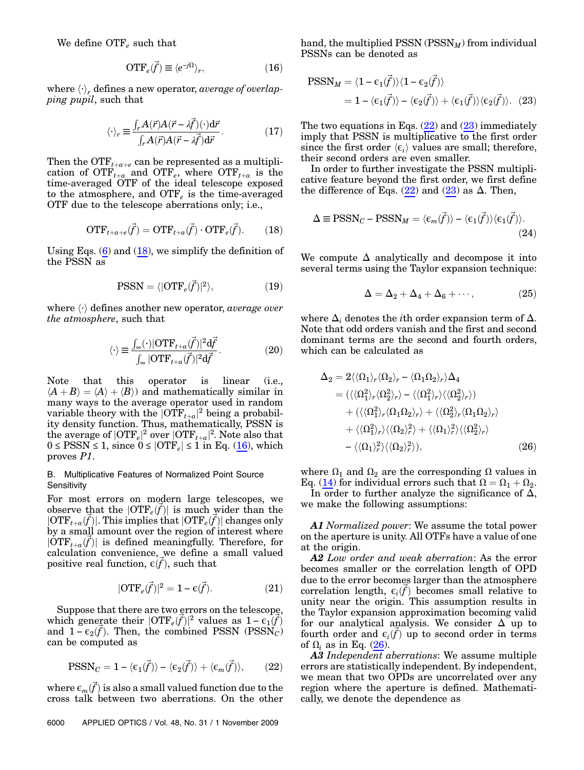We define $\mathrm{OTF}_e$ such that

$$\mathrm{OTF}_e(\vec{f}) \equiv \langle e^{-j\Omega} \rangle_r, \tag{16}$$

where $\langle \cdot \rangle_r$ defines a new operator, *average of overlapping pupil*, such that

$$\langle \cdot \rangle_r \equiv \frac{\int_r A(\vec{r}) A(\vec{r} - \lambda \vec{f})(\cdot) \mathrm{d}\vec{r}}{\int_r A(\vec{r}) A(\vec{r} - \lambda \vec{f}) \mathrm{d}\vec{r}}. \tag{17}$$

Then the $\mathrm{OTF}_{t+a+e}$ can be represented as a multiplication of $\mathrm{OTF}_{t+a}$ and $\mathrm{OTF}_e$, where $\mathrm{OTF}_{t+a}$ is the time-averaged OTF of the ideal telescope exposed to the atmosphere, and $\mathrm{OTF}_e$ is the time-averaged OTF due to the telescope aberrations only; i.e.,

$$\mathrm{OTF}_{t+a+e}(\vec{f}) = \mathrm{OTF}_{t+a}(\vec{f}) \cdot \mathrm{OTF}_e(\vec{f}). \tag{18}$$

Using Eqs. (6) and (18), we simplify the definition of the PSSN as

$$\mathrm{PSSN} = \langle |\mathrm{OTF}_e(\vec{f})|^2 \rangle, \tag{19}$$

where $\langle \cdot \rangle$ defines another new operator, *average over the atmosphere*, such that

$$\langle \cdot \rangle \equiv \frac{\int_\infty (\cdot) |\mathrm{OTF}_{t+a}(\vec{f})|^2 \mathrm{d}\vec{f}}{\int_\infty |\mathrm{OTF}_{t+a}(\vec{f})|^2 \mathrm{d}\vec{f}}. \tag{20}$$

Note that this operator is linear (i.e., $\langle A + B \rangle = \langle A \rangle + \langle B \rangle$) and mathematically similar in many ways to the average operator used in random variable theory with the $|\mathrm{OTF}_{t+a}|^2$ being a probability density function. Thus, mathematically, PSSN is the average of $|\mathrm{OTF}_e|^2$ over $|\mathrm{OTF}_{t+a}|^2$. Note also that $0 \le \mathrm{PSSN} \le 1$, since $0 \le |\mathrm{OTF}_e| \le 1$ in Eq. (16), which proves *P1*.

### B. Multiplicative Features of Normalized Point Source Sensitivity

For most errors on modern large telescopes, we observe that the $|\mathrm{OTF}_e(\vec{f})|$ is much wider than the $|\mathrm{OTF}_{t+a}(\vec{f})|$. This implies that $|\mathrm{OTF}_e(\vec{f})|$ changes only by a small amount over the region of interest where $|\mathrm{OTF}_{t+a}(\vec{f})|$ is defined meaningfully. Therefore, for calculation convenience, we define a small valued positive real function, $\epsilon(\vec{f})$, such that

$$|\mathrm{OTF}_e(\vec{f})|^2 = 1 - \epsilon(\vec{f}). \tag{21}$$

Suppose that there are two errors on the telescope, which generate their $|\mathrm{OTF}_e(\vec{f})|^2$ values as $1 - \epsilon_1(\vec{f})$ and $1 - \epsilon_2(\vec{f})$. Then, the combined PSSN ($\mathrm{PSSN}_C$) can be computed as

$$\mathrm{PSSN}_C = 1 - \langle \epsilon_1(\vec{f}) \rangle - \langle \epsilon_2(\vec{f}) \rangle + \langle \epsilon_m(\vec{f}) \rangle, \tag{22}$$

where $\epsilon_m(\vec{f})$ is also a small valued function due to the cross talk between two aberrations. On the other hand, the multiplied PSSN ($\mathrm{PSSN}_M$) from individual PSSNs can be denoted as

$$\begin{aligned} \mathrm{PSSN}_M &= \langle 1 - \epsilon_1(\vec{f}) \rangle \langle 1 - \epsilon_2(\vec{f}) \rangle \\ &= 1 - \langle \epsilon_1(\vec{f}) \rangle - \langle \epsilon_2(\vec{f}) \rangle + \langle \epsilon_1(\vec{f}) \rangle \langle \epsilon_2(\vec{f}) \rangle. \end{aligned} \tag{23}$$

The two equations in Eqs. (22) and (23) immediately imply that PSSN is multiplicative to the first order since the first order $\langle \epsilon_i \rangle$ values are small; therefore, their second orders are even smaller.

In order to further investigate the PSSN multiplicative feature beyond the first order, we first define the difference of Eqs. (22) and (23) as $\Delta$. Then,

$$\Delta \equiv \mathrm{PSSN}_C - \mathrm{PSSN}_M = \langle \epsilon_m(\vec{f}) \rangle - \langle \epsilon_1(\vec{f}) \rangle \langle \epsilon_1(\vec{f}) \rangle. \tag{24}$$

We compute $\Delta$ analytically and decompose it into several terms using the Taylor expansion technique:

$$\Delta = \Delta_2 + \Delta_4 + \Delta_6 + \cdots, \tag{25}$$

where $\Delta_i$ denotes the $i$th order expansion term of $\Delta$. Note that odd orders vanish and the first and second dominant terms are the second and fourth orders, which can be calculated as

$$\begin{aligned} \Delta_2 &= 2 \langle \langle \Omega_1 \rangle_r \langle \Omega_2 \rangle_r - \langle \Omega_1 \Omega_2 \rangle_r \rangle \Delta_4 \\ &= ( \langle \langle \Omega_1^2 \rangle_r \langle \Omega_2^2 \rangle_r \rangle - \langle \langle \Omega_1^2 \rangle_r \rangle \langle \langle \Omega_2^2 \rangle_r \rangle ) \\ &\quad + ( \langle \langle \langle \Omega_1^2 \rangle_r \langle \Omega_1 \Omega_2 \rangle_r \rangle + \langle \langle \Omega_2^2 \rangle_r \langle \Omega_1 \Omega_2 \rangle_r \rangle \\ &\quad + \langle \langle \Omega_1^2 \rangle_r \rangle \langle \langle \Omega_2 \rangle_r^2 \rangle + \langle \langle \Omega_1 \rangle_r^2 \rangle \langle \langle \Omega_2^2 \rangle_r \rangle \\ &\quad - \langle \langle \Omega_1 \rangle_r^2 \rangle \langle \langle \Omega_2 \rangle_r^2 \rangle ), \end{aligned} \tag{26}$$

where $\Omega_1$ and $\Omega_2$ are the corresponding $\Omega$ values in Eq. (14) for individual errors such that $\Omega = \Omega_1 + \Omega_2$.

In order to further analyze the significance of $\Delta$, we make the following assumptions:

***A1*** *Normalized power*: We assume the total power on the aperture is unity. All OTFs have a value of one at the origin.

***A2*** *Low order and weak aberration*: As the error becomes smaller or the correlation length of OPD due to the error becomes larger than the atmosphere correlation length, $\epsilon_i(\vec{f})$ becomes small relative to unity near the origin. This assumption results in the Taylor expansion approximation becoming valid for our analytical analysis. We consider $\Delta$ up to fourth order and $\epsilon_i(\vec{f})$ up to second order in terms of $\Omega_i$ as in Eq. (26).

***A3*** *Independent aberrations*: We assume multiple errors are statistically independent. By independent, we mean that two OPDs are uncorrelated over any region where the aperture is defined. Mathematically, we denote the dependence as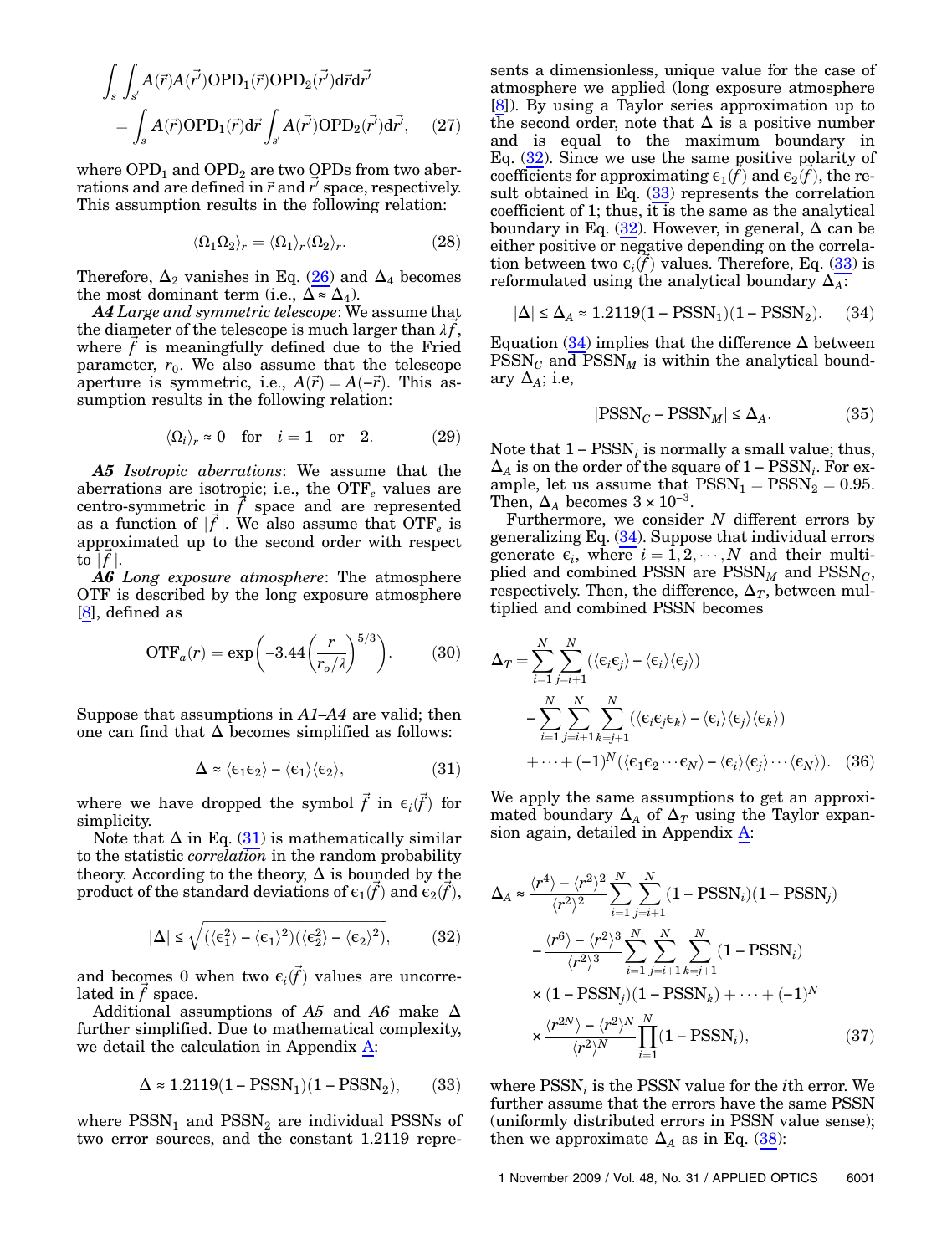$$\int_s \int_{s'} A(\vec{r})A(\vec{r'})\mathrm{OPD}_1(\vec{r})\mathrm{OPD}_2(\vec{r'})\mathrm{d}\vec{r}\mathrm{d}\vec{r'} = \int_s A(\vec{r})\mathrm{OPD}_1(\vec{r})\mathrm{d}\vec{r} \int_{s'} A(\vec{r'})\mathrm{OPD}_2(\vec{r'})\mathrm{d}\vec{r'}, \quad (27)$$

where $\mathrm{OPD}_1$ and $\mathrm{OPD}_2$ are two OPDs from two aberrations and are defined in $\vec{r}$ and $\vec{r'}$ space, respectively. This assumption results in the following relation:

$$\langle \Omega_1 \Omega_2 \rangle_r = \langle \Omega_1 \rangle_r \langle \Omega_2 \rangle_r. \quad (28)$$

Therefore, $\Delta_2$ vanishes in Eq. (26) and $\Delta_4$ becomes the most dominant term (i.e., $\Delta \approx \Delta_4$).

***A4*** *Large and symmetric telescope*: We assume that the diameter of the telescope is much larger than $\lambda\vec{f}$, where $\vec{f}$ is meaningfully defined due to the Fried parameter, $r_0$. We also assume that the telescope aperture is symmetric, i.e., $A(\vec{r}) = A(-\vec{r})$. This assumption results in the following relation:

$$\langle \Omega_i \rangle_r \approx 0 \quad \text{for} \quad i = 1 \quad \text{or} \quad 2. \quad (29)$$

***A5*** *Isotropic aberrations*: We assume that the aberrations are isotropic; i.e., the $\mathrm{OTF}_e$ values are centro-symmetric in $\vec{f}$ space and are represented as a function of $|\vec{f}|$. We also assume that $\mathrm{OTF}_e$ is approximated up to the second order with respect to $|\vec{f}|$.

***A6*** *Long exposure atmosphere*: The atmosphere OTF is described by the long exposure atmosphere [8], defined as

$$\mathrm{OTF}_a(r) = \exp\left(-3.44\left(\frac{r}{r_o/\lambda}\right)^{5/3}\right). \quad (30)$$

Suppose that assumptions in *A1–A4* are valid; then one can find that $\Delta$ becomes simplified as follows:

$$\Delta \approx \langle \epsilon_1 \epsilon_2 \rangle - \langle \epsilon_1 \rangle \langle \epsilon_2 \rangle, \quad (31)$$

where we have dropped the symbol $\vec{f}$ in $\epsilon_i(\vec{f})$ for simplicity.

Note that $\Delta$ in Eq. (31) is mathematically similar to the statistic *correlation* in the random probability theory. According to the theory, $\Delta$ is bounded by the product of the standard deviations of $\epsilon_1(\vec{f})$ and $\epsilon_2(\vec{f})$,

$$|\Delta| \le \sqrt{(\langle \epsilon_1^2 \rangle - \langle \epsilon_1 \rangle^2)(\langle \epsilon_2^2 \rangle - \langle \epsilon_2 \rangle^2)}, \quad (32)$$

and becomes 0 when two $\epsilon_i(\vec{f})$ values are uncorrelated in $\vec{f}$ space.

Additional assumptions of *A5* and *A6* make $\Delta$ further simplified. Due to mathematical complexity, we detail the calculation in Appendix A:

$$\Delta \approx 1.2119(1 - \mathrm{PSSN}_1)(1 - \mathrm{PSSN}_2), \quad (33)$$

where $\mathrm{PSSN}_1$ and $\mathrm{PSSN}_2$ are individual PSSNs of two error sources, and the constant 1.2119 represents a dimensionless, unique value for the case of atmosphere we applied (long exposure atmosphere [8]). By using a Taylor series approximation up to the second order, note that $\Delta$ is a positive number and is equal to the maximum boundary in Eq. (32). Since we use the same positive polarity of coefficients for approximating $\epsilon_1(\vec{f})$ and $\epsilon_2(\vec{f})$, the result obtained in Eq. (33) represents the correlation coefficient of 1; thus, it is the same as the analytical boundary in Eq. (32). However, in general, $\Delta$ can be either positive or negative depending on the correlation between two $\epsilon_i(\vec{f})$ values. Therefore, Eq. (33) is reformulated using the analytical boundary $\Delta_A$:

$$|\Delta| \le \Delta_A \approx 1.2119(1 - \mathrm{PSSN}_1)(1 - \mathrm{PSSN}_2). \quad (34)$$

Equation (34) implies that the difference $\Delta$ between $\mathrm{PSSN}_C$ and $\mathrm{PSSN}_M$ is within the analytical boundary $\Delta_A$; i.e,

$$|\mathrm{PSSN}_C - \mathrm{PSSN}_M| \le \Delta_A. \quad (35)$$

Note that $1 - \mathrm{PSSN}_i$ is normally a small value; thus, $\Delta_A$ is on the order of the square of $1 - \mathrm{PSSN}_i$. For example, let us assume that $\mathrm{PSSN}_1 = \mathrm{PSSN}_2 = 0.95$. Then, $\Delta_A$ becomes $3 \times 10^{-3}$.

Furthermore, we consider $N$ different errors by generalizing Eq. (34). Suppose that individual errors generate $\epsilon_i$, where $i = 1, 2, \cdots, N$ and their multiplied and combined PSSN are $\mathrm{PSSN}_M$ and $\mathrm{PSSN}_C$, respectively. Then, the difference, $\Delta_T$, between multiplied and combined PSSN becomes

$$\Delta_T = \sum_{i=1}^{N} \sum_{j=i+1}^{N} (\langle \epsilon_i \epsilon_j \rangle - \langle \epsilon_i \rangle \langle \epsilon_j \rangle) - \sum_{i=1}^{N} \sum_{j=i+1}^{N} \sum_{k=j+1}^{N} (\langle \epsilon_i \epsilon_j \epsilon_k \rangle - \langle \epsilon_i \rangle \langle \epsilon_j \rangle \langle \epsilon_k \rangle) + \cdots + (-1)^N (\langle \epsilon_1 \epsilon_2 \cdots \epsilon_N \rangle - \langle \epsilon_i \rangle \langle \epsilon_j \rangle \cdots \langle \epsilon_N \rangle). \quad (36)$$

We apply the same assumptions to get an approximated boundary $\Delta_A$ of $\Delta_T$ using the Taylor expansion again, detailed in Appendix A:

$$\Delta_A \approx \frac{\langle r^4 \rangle - \langle r^2 \rangle^2}{\langle r^2 \rangle^2} \sum_{i=1}^{N} \sum_{j=i+1}^{N} (1 - \mathrm{PSSN}_i)(1 - \mathrm{PSSN}_j) - \frac{\langle r^6 \rangle - \langle r^2 \rangle^3}{\langle r^2 \rangle^3} \sum_{i=1}^{N} \sum_{j=i+1}^{N} \sum_{k=j+1}^{N} (1 - \mathrm{PSSN}_i) \times (1 - \mathrm{PSSN}_j)(1 - \mathrm{PSSN}_k) + \cdots + (-1)^N \times \frac{\langle r^{2N} \rangle - \langle r^2 \rangle^N}{\langle r^2 \rangle^N} \prod_{i=1}^{N} (1 - \mathrm{PSSN}_i), \quad (37)$$

where $\mathrm{PSSN}_i$ is the PSSN value for the $i$th error. We further assume that the errors have the same PSSN (uniformly distributed errors in PSSN value sense); then we approximate $\Delta_A$ as in Eq. (38):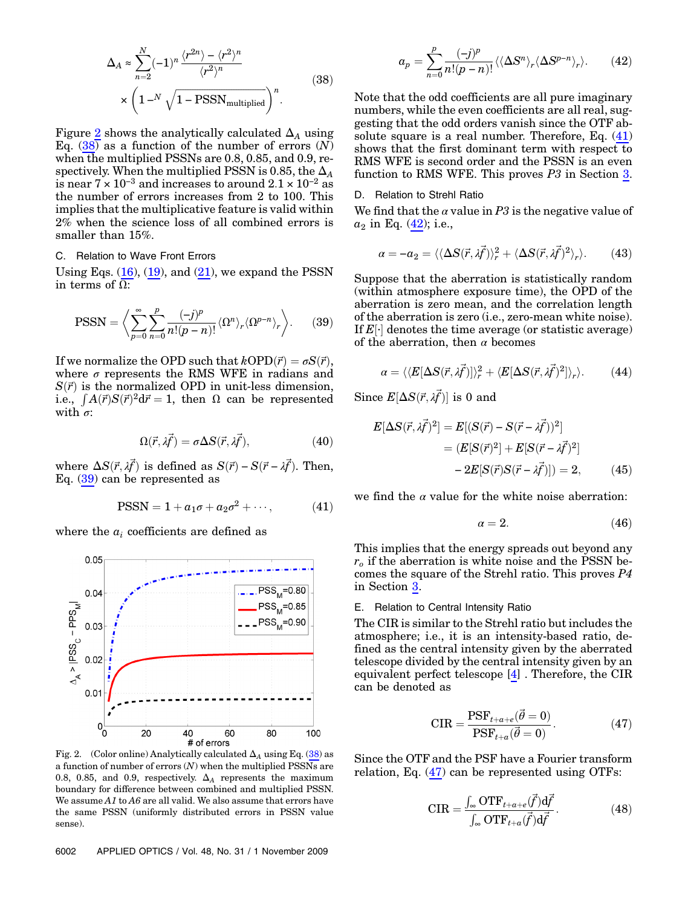$$\Delta_A \approx \sum_{n=2}^{N}(-1)^n \frac{\langle r^{2n}\rangle - \langle r^2\rangle^n}{\langle r^2\rangle^n} \times \left(1 - \sqrt[N]{1-\mathrm{PSSN}_{\mathrm{multiplied}}}\right)^n. \tag{38}$$

Figure 2 shows the analytically calculated $\Delta_A$ using Eq. (38) as a function of the number of errors ($N$) when the multiplied PSSNs are 0.8, 0.85, and 0.9, respectively. When the multiplied PSSN is 0.85, the $\Delta_A$ is near $7\times10^{-3}$ and increases to around $2.1\times10^{-2}$ as the number of errors increases from 2 to 100. This implies that the multiplicative feature is valid within 2% when the science loss of all combined errors is smaller than 15%.

### C. Relation to Wave Front Errors

Using Eqs. (16), (19), and (21), we expand the PSSN in terms of $\Omega$:

$$\mathrm{PSSN} = \left\langle \sum_{p=0}^{\infty}\sum_{n=0}^{p} \frac{(-j)^p}{n!(p-n)!}\langle \Omega^n\rangle_r \langle \Omega^{p-n}\rangle_r \right\rangle. \tag{39}$$

If we normalize the OPD such that $k\mathrm{OPD}(\vec{r}) = \sigma S(\vec{r})$, where $\sigma$ represents the RMS WFE in radians and $S(\vec{r})$ is the normalized OPD in unit-less dimension, i.e., $\int A(\vec{r})S(\vec{r})^2 \mathrm{d}\vec{r} = 1$, then $\Omega$ can be represented with $\sigma$:

$$\Omega(\vec{r}, \lambda\vec{f}) = \sigma \Delta S(\vec{r}, \lambda\vec{f}), \tag{40}$$

where $\Delta S(\vec{r}, \lambda\vec{f})$ is defined as $S(\vec{r}) - S(\vec{r} - \lambda\vec{f})$. Then, Eq. (39) can be represented as

$$\mathrm{PSSN} = 1 + a_1\sigma + a_2\sigma^2 + \cdots, \tag{41}$$

where the $a_i$ coefficients are defined as

$$a_p = \sum_{n=0}^{p} \frac{(-j)^p}{n!(p-n)!} \langle \langle \Delta S^n\rangle_r \langle \Delta S^{p-n}\rangle_r \rangle. \tag{42}$$

Note that the odd coefficients are all pure imaginary numbers, while the even coefficients are all real, suggesting that the odd orders vanish since the OTF absolute square is a real number. Therefore, Eq. (41) shows that the first dominant term with respect to RMS WFE is second order and the PSSN is an even function to RMS WFE. This proves *P3* in Section 3.

Fig. 2. (Color online) Analytically calculated $\Delta_A$ using Eq. (38) as a function of number of errors ($N$) when the multiplied PSSNs are 0.8, 0.85, and 0.9, respectively. $\Delta_A$ represents the maximum boundary for difference between combined and multiplied PSSN. We assume *A1* to *A6* are all valid. We also assume that errors have the same PSSN (uniformly distributed errors in PSSN value sense).

### D. Relation to Strehl Ratio

We find that the $\alpha$ value in *P3* is the negative value of $a_2$ in Eq. (42); i.e.,

$$\alpha = -a_2 = \langle \langle \Delta S(\vec{r}, \lambda\vec{f})\rangle_r^2 + \langle \Delta S(\vec{r}, \lambda\vec{f})^2\rangle_r \rangle. \tag{43}$$

Suppose that the aberration is statistically random (within atmosphere exposure time), the OPD of the aberration is zero mean, and the correlation length of the aberration is zero (i.e., zero-mean white noise). If $E[\cdot]$ denotes the time average (or statistic average) of the aberration, then $\alpha$ becomes

$$\alpha = \langle \langle E[\Delta S(\vec{r}, \lambda\vec{f})]\rangle_r^2 + \langle E[\Delta S(\vec{r}, \lambda\vec{f})^2]\rangle_r \rangle. \tag{44}$$

Since $E[\Delta S(\vec{r}, \lambda\vec{f})]$ is 0 and

$$\begin{aligned} E[\Delta S(\vec{r}, \lambda\vec{f})^2] &= E[(S(\vec{r}) - S(\vec{r} - \lambda\vec{f}))^2] \\ &= (E[S(\vec{r})^2] + E[S(\vec{r} - \lambda\vec{f})^2] \\ &\quad - 2E[S(\vec{r})S(\vec{r} - \lambda\vec{f})]) = 2, \end{aligned} \tag{45}$$

we find the $\alpha$ value for the white noise aberration:

$$\alpha = 2. \tag{46}$$

This implies that the energy spreads out beyond any $r_o$ if the aberration is white noise and the PSSN becomes the square of the Strehl ratio. This proves *P4* in Section 3.

### E. Relation to Central Intensity Ratio

The CIR is similar to the Strehl ratio but includes the atmosphere; i.e., it is an intensity-based ratio, defined as the central intensity given by the aberrated telescope divided by the central intensity given by an equivalent perfect telescope [4]. Therefore, the CIR can be denoted as

$$\mathrm{CIR} = \frac{\mathrm{PSF}_{t+a+e}(\vec{\theta} = 0)}{\mathrm{PSF}_{t+a}(\vec{\theta} = 0)}. \tag{47}$$

Since the OTF and the PSF have a Fourier transform relation, Eq. (47) can be represented using OTFs:

$$\mathrm{CIR} = \frac{\int_\infty \mathrm{OTF}_{t+a+e}(\vec{f})\mathrm{d}\vec{f}}{\int_\infty \mathrm{OTF}_{t+a}(\vec{f})\mathrm{d}\vec{f}}. \tag{48}$$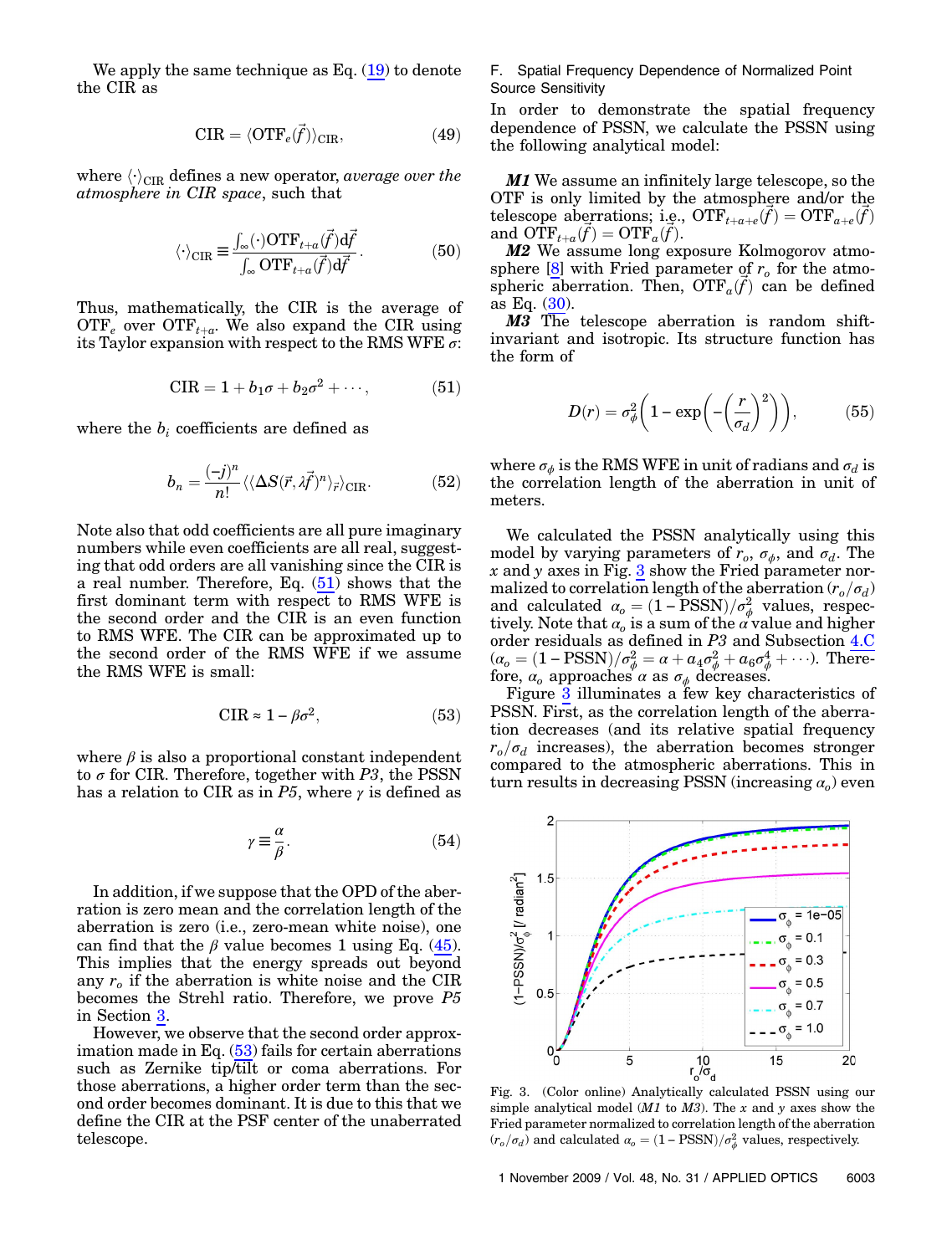We apply the same technique as Eq. (19) to denote the CIR as

$$\mathrm{CIR} = \langle \mathrm{OTF}_e(\vec{f}) \rangle_{\mathrm{CIR}}, \tag{49}$$

where $\langle \cdot \rangle_{\mathrm{CIR}}$ defines a new operator, *average over the atmosphere in CIR space*, such that

$$\langle \cdot \rangle_{\mathrm{CIR}} \equiv \frac{\int_\infty (\cdot) \mathrm{OTF}_{t+a}(\vec{f}) \mathrm{d}\vec{f}}{\int_\infty \mathrm{OTF}_{t+a}(\vec{f}) \mathrm{d}\vec{f}}. \tag{50}$$

Thus, mathematically, the CIR is the average of $\mathrm{OTF}_e$ over $\mathrm{OTF}_{t+a}$. We also expand the CIR using its Taylor expansion with respect to the RMS WFE $\sigma$:

$$\mathrm{CIR} = 1 + b_1 \sigma + b_2 \sigma^2 + \cdots, \tag{51}$$

where the $b_i$ coefficients are defined as

$$b_n = \frac{(-j)^n}{n!} \langle \langle \Delta S(\vec{r}, \lambda \vec{f})^n \rangle_{\vec{r}} \rangle_{\mathrm{CIR}}. \tag{52}$$

Note also that odd coefficients are all pure imaginary numbers while even coefficients are all real, suggesting that odd orders are all vanishing since the CIR is a real number. Therefore, Eq. (51) shows that the first dominant term with respect to RMS WFE is the second order and the CIR is an even function to RMS WFE. The CIR can be approximated up to the second order of the RMS WFE if we assume the RMS WFE is small:

$$\mathrm{CIR} \approx 1 - \beta \sigma^2, \tag{53}$$

where $\beta$ is also a proportional constant independent to $\sigma$ for CIR. Therefore, together with *P3*, the PSSN has a relation to CIR as in *P5*, where $\gamma$ is defined as

$$\gamma \equiv \frac{\alpha}{\beta}. \tag{54}$$

In addition, if we suppose that the OPD of the aberration is zero mean and the correlation length of the aberration is zero (i.e., zero-mean white noise), one can find that the $\beta$ value becomes 1 using Eq. (45). This implies that the energy spreads out beyond any $r_o$ if the aberration is white noise and the CIR becomes the Strehl ratio. Therefore, we prove *P5* in Section 3.

However, we observe that the second order approximation made in Eq. (53) fails for certain aberrations such as Zernike tip/tilt or coma aberrations. For those aberrations, a higher order term than the second order becomes dominant. It is due to this that we define the CIR at the PSF center of the unaberrated telescope.

### F. Spatial Frequency Dependence of Normalized Point Source Sensitivity

In order to demonstrate the spatial frequency dependence of PSSN, we calculate the PSSN using the following analytical model:

***M1*** We assume an infinitely large telescope, so the OTF is only limited by the atmosphere and/or the telescope aberrations; i.e., $\mathrm{OTF}_{t+a+e}(\vec{f}) = \mathrm{OTF}_{a+e}(\vec{f})$ and $\mathrm{OTF}_{t+a}(\vec{f}) = \mathrm{OTF}_a(\vec{f})$.

***M2*** We assume long exposure Kolmogorov atmosphere [8] with Fried parameter of $r_o$ for the atmospheric aberration. Then, $\mathrm{OTF}_a(\vec{f})$ can be defined as Eq. (30).

***M3*** The telescope aberration is random shift-invariant and isotropic. Its structure function has the form of

$$D(r) = \sigma_\phi^2 \left(1 - \exp\left(-\left(\frac{r}{\sigma_d}\right)^2\right)\right), \tag{55}$$

where $\sigma_\phi$ is the RMS WFE in unit of radians and $\sigma_d$ is the correlation length of the aberration in unit of meters.

We calculated the PSSN analytically using this model by varying parameters of $r_o$, $\sigma_\phi$, and $\sigma_d$. The $x$ and $y$ axes in Fig. 3 show the Fried parameter normalized to correlation length of the aberration ($r_o/\sigma_d$) and calculated $\alpha_o = (1 - \mathrm{PSSN})/\sigma_\phi^2$ values, respectively. Note that $\alpha_o$ is a sum of the $\alpha$ value and higher order residuals as defined in *P3* and Subsection 4.C ($\alpha_o = (1 - \mathrm{PSSN})/\sigma_\phi^2 = \alpha + a_4 \sigma_\phi^2 + a_6 \sigma_\phi^4 + \cdots$). Therefore, $\alpha_o$ approaches $\alpha$ as $\sigma_\phi$ decreases.

Figure 3 illuminates a few key characteristics of PSSN. First, as the correlation length of the aberration decreases (and its relative spatial frequency $r_o/\sigma_d$ increases), the aberration becomes stronger compared to the atmospheric aberrations. This in turn results in decreasing PSSN (increasing $\alpha_o$) even

Fig. 3. (Color online) Analytically calculated PSSN using our simple analytical model (*M1* to *M3*). The $x$ and $y$ axes show the Fried parameter normalized to correlation length of the aberration ($r_o/\sigma_d$) and calculated $\alpha_o = (1 - \mathrm{PSSN})/\sigma_\phi^2$ values, respectively.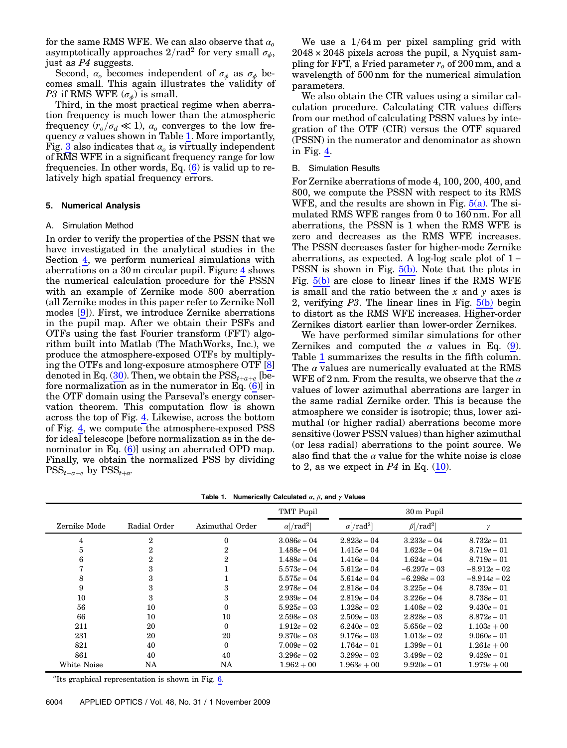for the same RMS WFE. We can also observe that $\alpha_o$ asymptotically approaches $2/\text{rad}^2$ for very small $\sigma_\phi$, just as *P4* suggests.

Second, $\alpha_o$ becomes independent of $\sigma_\phi$ as $\sigma_\phi$ becomes small. This again illustrates the validity of *P3* if RMS WFE ($\sigma_\phi$) is small.

Third, in the most practical regime when aberration frequency is much lower than the atmospheric frequency ($r_o/\sigma_d \ll 1$), $\alpha_o$ converges to the low frequency $\alpha$ values shown in Table 1. More importantly, Fig. 3 also indicates that $\alpha_o$ is virtually independent of RMS WFE in a significant frequency range for low frequencies. In other words, Eq. (6) is valid up to relatively high spatial frequency errors.

## 5. Numerical Analysis

### A. Simulation Method

In order to verify the properties of the PSSN that we have investigated in the analytical studies in the Section 4, we perform numerical simulations with aberrations on a 30 m circular pupil. Figure 4 shows the numerical calculation procedure for the PSSN with an example of Zernike mode 800 aberration (all Zernike modes in this paper refer to Zernike Noll modes [9]). First, we introduce Zernike aberrations in the pupil map. After we obtain their PSFs and OTFs using the fast Fourier transform (FFT) algorithm built into Matlab (The MathWorks, Inc.), we produce the atmosphere-exposed OTFs by multiplying the OTFs and long-exposure atmosphere OTF [8] denoted in Eq. (30). Then, we obtain the $\text{PSS}_{t+a+e}$ [before normalization as in the numerator in Eq. (6)] in the OTF domain using the Parseval's energy conservation theorem. This computation flow is shown across the top of Fig. 4. Likewise, across the bottom of Fig. 4, we compute the atmosphere-exposed PSS for ideal telescope [before normalization as in the denominator in Eq. (6)] using an aberrated OPD map. Finally, we obtain the normalized PSS by dividing $\text{PSS}_{t+a+e}$ by $\text{PSS}_{t+a}$.

We use a 1/64 m per pixel sampling grid with 2048 × 2048 pixels across the pupil, a Nyquist sampling for FFT, a Fried parameter $r_o$ of 200 mm, and a wavelength of 500 nm for the numerical simulation parameters.

We also obtain the CIR values using a similar calculation procedure. Calculating CIR values differs from our method of calculating PSSN values by integration of the OTF (CIR) versus the OTF squared (PSSN) in the numerator and denominator as shown in Fig. 4.

### B. Simulation Results

For Zernike aberrations of mode 4, 100, 200, 400, and 800, we compute the PSSN with respect to its RMS WFE, and the results are shown in Fig. 5(a). The simulated RMS WFE ranges from 0 to 160 nm. For all aberrations, the PSSN is 1 when the RMS WFE is zero and decreases as the RMS WFE increases. The PSSN decreases faster for higher-mode Zernike aberrations, as expected. A log-log scale plot of 1 − PSSN is shown in Fig. 5(b). Note that the plots in Fig. 5(b) are close to linear lines if the RMS WFE is small and the ratio between the $x$ and $y$ axes is 2, verifying *P3*. The linear lines in Fig. 5(b) begin to distort as the RMS WFE increases. Higher-order Zernikes distort earlier than lower-order Zernikes.

We have performed similar simulations for other Zernikes and computed the $\alpha$ values in Eq. (9). Table 1 summarizes the results in the fifth column. The $\alpha$ values are numerically evaluated at the RMS WFE of 2 nm. From the results, we observe that the $\alpha$ values of lower azimuthal aberrations are larger in the same radial Zernike order. This is because the atmosphere we consider is isotropic; thus, lower azimuthal (or higher radial) aberrations become more sensitive (lower PSSN values) than higher azimuthal (or less radial) aberrations to the point source. We also find that the $\alpha$ value for the white noise is close to 2, as we expect in *P4* in Eq. (10).

**Table 1. Numerically Calculated $\alpha$, $\beta$, and $\gamma$ Values**

| | | | TMT Pupil | 30 m Pupil | | |
|---|---|---|---|---|---|---|
| Zernike Mode | Radial Order | Azimuthal Order | $\alpha[/\text{rad}^2]$ | $\alpha[/\text{rad}^2]$ | $\beta[/\text{rad}^2]$ | $\gamma$ |
| 4 | 2 | 0 | 3.086e − 04 | 2.823e − 04 | 3.233e − 04 | 8.732e − 01 |
| 5 | 2 | 2 | 1.488e − 04 | 1.415e − 04 | 1.623e − 04 | 8.719e − 01 |
| 6 | 2 | 2 | 1.488e − 04 | 1.416e − 04 | 1.624e − 04 | 8.719e − 01 |
| 7 | 3 | 1 | 5.573e − 04 | 5.612e − 04 | −6.297e − 03 | −8.912e − 02 |
| 8 | 3 | 1 | 5.575e − 04 | 5.614e − 04 | −6.298e − 03 | −8.914e − 02 |
| 9 | 3 | 3 | 2.978e − 04 | 2.818e − 04 | 3.225e − 04 | 8.739e − 01 |
| 10 | 3 | 3 | 2.939e − 04 | 2.819e − 04 | 3.226e − 04 | 8.738e − 01 |
| 56 | 10 | 0 | 5.925e − 03 | 1.328e − 02 | 1.408e − 02 | 9.430e − 01 |
| 66 | 10 | 10 | 2.598e − 03 | 2.509e − 03 | 2.828e − 03 | 8.872e − 01 |
| 211 | 20 | 0 | 1.912e − 02 | 6.240e − 02 | 5.656e − 02 | 1.103e + 00 |
| 231 | 20 | 20 | 9.370e − 03 | 9.176e − 03 | 1.013e − 02 | 9.060e − 01 |
| 821 | 40 | 0 | 7.009e − 02 | 1.764e − 01 | 1.399e − 01 | 1.261e + 00 |
| 861 | 40 | 40 | 3.296e − 02 | 3.299e − 02 | 3.499e − 02 | 9.429e − 01 |
| White Noise | NA | NA | 1.962 + 00 | 1.963e + 00 | 9.920e − 01 | 1.979e + 00 |

[a]Its graphical representation is shown in Fig. 6.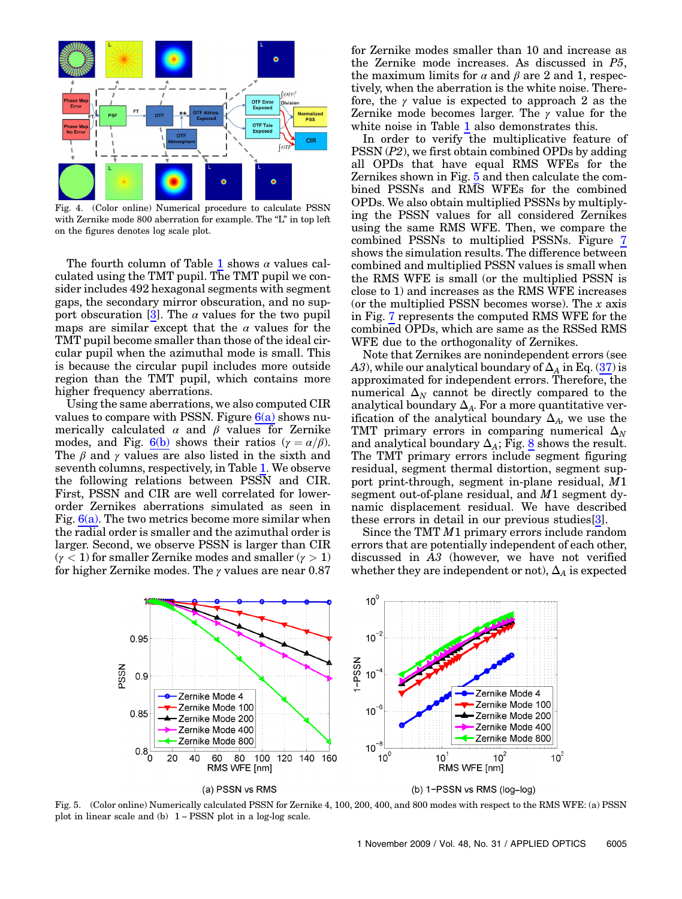Fig. 4. (Color online) Numerical procedure to calculate PSSN with Zernike mode 800 aberration for example. The "L" in top left on the figures denotes log scale plot.

The fourth column of Table 1 shows $\alpha$ values calculated using the TMT pupil. The TMT pupil we consider includes 492 hexagonal segments with segment gaps, the secondary mirror obscuration, and no support obscuration [3]. The $\alpha$ values for the two pupil maps are similar except that the $\alpha$ values for the TMT pupil become smaller than those of the ideal circular pupil when the azimuthal mode is small. This is because the circular pupil includes more outside region than the TMT pupil, which contains more higher frequency aberrations.

Using the same aberrations, we also computed CIR values to compare with PSSN. Figure 6(a) shows numerically calculated $\alpha$ and $\beta$ values for Zernike modes, and Fig. 6(b) shows their ratios ($\gamma = \alpha/\beta$). The $\beta$ and $\gamma$ values are also listed in the sixth and seventh columns, respectively, in Table 1. We observe the following relations between PSSN and CIR. First, PSSN and CIR are well correlated for lower-order Zernikes aberrations simulated as seen in Fig. 6(a). The two metrics become more similar when the radial order is smaller and the azimuthal order is larger. Second, we observe PSSN is larger than CIR ($\gamma < 1$) for smaller Zernike modes and smaller ($\gamma > 1$) for higher Zernike modes. The $\gamma$ values are near 0.87 for Zernike modes smaller than 10 and increase as the Zernike mode increases. As discussed in *P5*, the maximum limits for $\alpha$ and $\beta$ are 2 and 1, respectively, when the aberration is the white noise. Therefore, the $\gamma$ value is expected to approach 2 as the Zernike mode becomes larger. The $\gamma$ value for the white noise in Table 1 also demonstrates this.

In order to verify the multiplicative feature of PSSN (*P2*), we first obtain combined OPDs by adding all OPDs that have equal RMS WFEs for the Zernikes shown in Fig. 5 and then calculate the combined PSSNs and RMS WFEs for the combined OPDs. We also obtain multiplied PSSNs by multiplying the PSSN values for all considered Zernikes using the same RMS WFE. Then, we compare the combined PSSNs to multiplied PSSNs. Figure 7 shows the simulation results. The difference between combined and multiplied PSSN values is small when the RMS WFE is small (or the multiplied PSSN is close to 1) and increases as the RMS WFE increases (or the multiplied PSSN becomes worse). The $x$ axis in Fig. 7 represents the computed RMS WFE for the combined OPDs, which are same as the RSSed RMS WFE due to the orthogonality of Zernikes.

Note that Zernikes are nonindependent errors (see *A3*), while our analytical boundary of $\Delta_A$ in Eq. (37) is approximated for independent errors. Therefore, the numerical $\Delta_N$ cannot be directly compared to the analytical boundary $\Delta_A$. For a more quantitative verification of the analytical boundary $\Delta_A$, we use the TMT primary errors in comparing numerical $\Delta_N$ and analytical boundary $\Delta_A$; Fig. 8 shows the result. The TMT primary errors include segment figuring residual, segment thermal distortion, segment support print-through, segment in-plane residual, $M1$ segment out-of-plane residual, and $M1$ segment dynamic displacement residual. We have described these errors in detail in our previous studies[3].

Since the TMT $M1$ primary errors include random errors that are potentially independent of each other, discussed in *A3* (however, we have not verified whether they are independent or not), $\Delta_A$ is expected

(a) PSSN vs RMS

(b) 1−PSSN vs RMS (log–log)

Fig. 5. (Color online) Numerically calculated PSSN for Zernike 4, 100, 200, 400, and 800 modes with respect to the RMS WFE: (a) PSSN plot in linear scale and (b) 1 − PSSN plot in a log-log scale.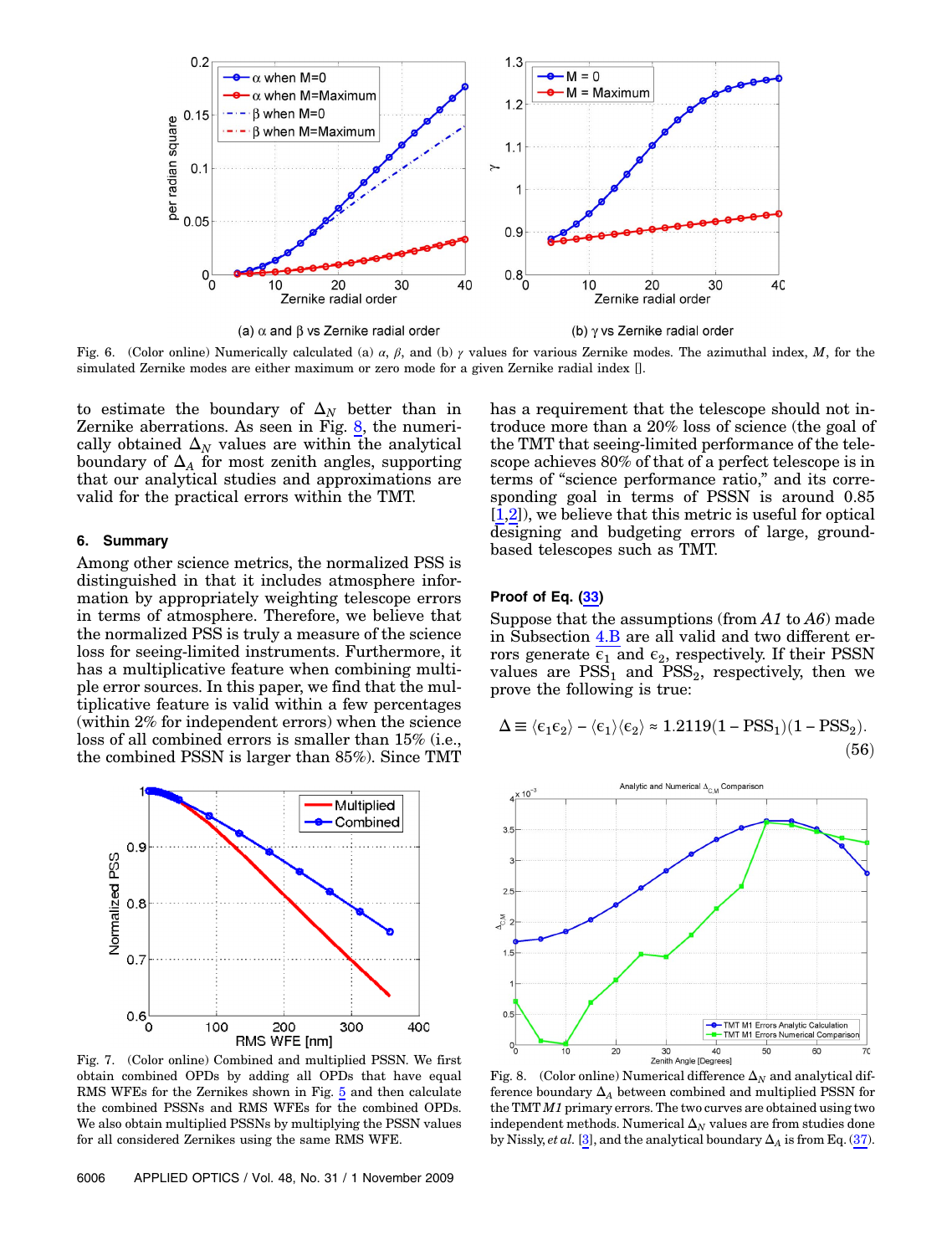(a) $\alpha$ and $\beta$ vs Zernike radial order

(b) $\gamma$ vs Zernike radial order

Fig. 6. (Color online) Numerically calculated (a) $\alpha$, $\beta$, and (b) $\gamma$ values for various Zernike modes. The azimuthal index, $M$, for the simulated Zernike modes are either maximum or zero mode for a given Zernike radial index [].

to estimate the boundary of $\Delta_N$ better than in Zernike aberrations. As seen in Fig. 8, the numerically obtained $\Delta_N$ values are within the analytical boundary of $\Delta_A$ for most zenith angles, supporting that our analytical studies and approximations are valid for the practical errors within the TMT.

## 6. Summary

Among other science metrics, the normalized PSS is distinguished in that it includes atmosphere information by appropriately weighting telescope errors in terms of atmosphere. Therefore, we believe that the normalized PSS is truly a measure of the science loss for seeing-limited instruments. Furthermore, it has a multiplicative feature when combining multiple error sources. In this paper, we find that the multiplicative feature is valid within a few percentages (within 2% for independent errors) when the science loss of all combined errors is smaller than 15% (i.e., the combined PSSN is larger than 85%). Since TMT has a requirement that the telescope should not introduce more than a 20% loss of science (the goal of the TMT that seeing-limited performance of the telescope achieves 80% of that of a perfect telescope is in terms of "science performance ratio," and its corresponding goal in terms of PSSN is around 0.85 [1,2]), we believe that this metric is useful for optical designing and budgeting errors of large, ground-based telescopes such as TMT.

Fig. 7. (Color online) Combined and multiplied PSSN. We first obtain combined OPDs by adding all OPDs that have equal RMS WFEs for the Zernikes shown in Fig. 5 and then calculate the combined PSSNs and RMS WFEs for the combined OPDs. We also obtain multiplied PSSNs by multiplying the PSSN values for all considered Zernikes using the same RMS WFE.

### Proof of Eq. (33)

Suppose that the assumptions (from *A1* to *A6*) made in Subsection 4.B are all valid and two different errors generate $\epsilon_1$ and $\epsilon_2$, respectively. If their PSSN values are $\mathrm{PSS}_1$ and $\mathrm{PSS}_2$, respectively, then we prove the following is true:

$$\Delta \equiv \langle \epsilon_1 \epsilon_2 \rangle - \langle \epsilon_1 \rangle \langle \epsilon_2 \rangle \approx 1.2119(1 - \mathrm{PSS}_1)(1 - \mathrm{PSS}_2). \tag{56}$$

Fig. 8. (Color online) Numerical difference $\Delta_N$ and analytical difference boundary $\Delta_A$ between combined and multiplied PSSN for the TMT *M1* primary errors. The two curves are obtained using two independent methods. Numerical $\Delta_N$ values are from studies done by Nissly, *et al.* [3], and the analytical boundary $\Delta_A$ is from Eq. (37).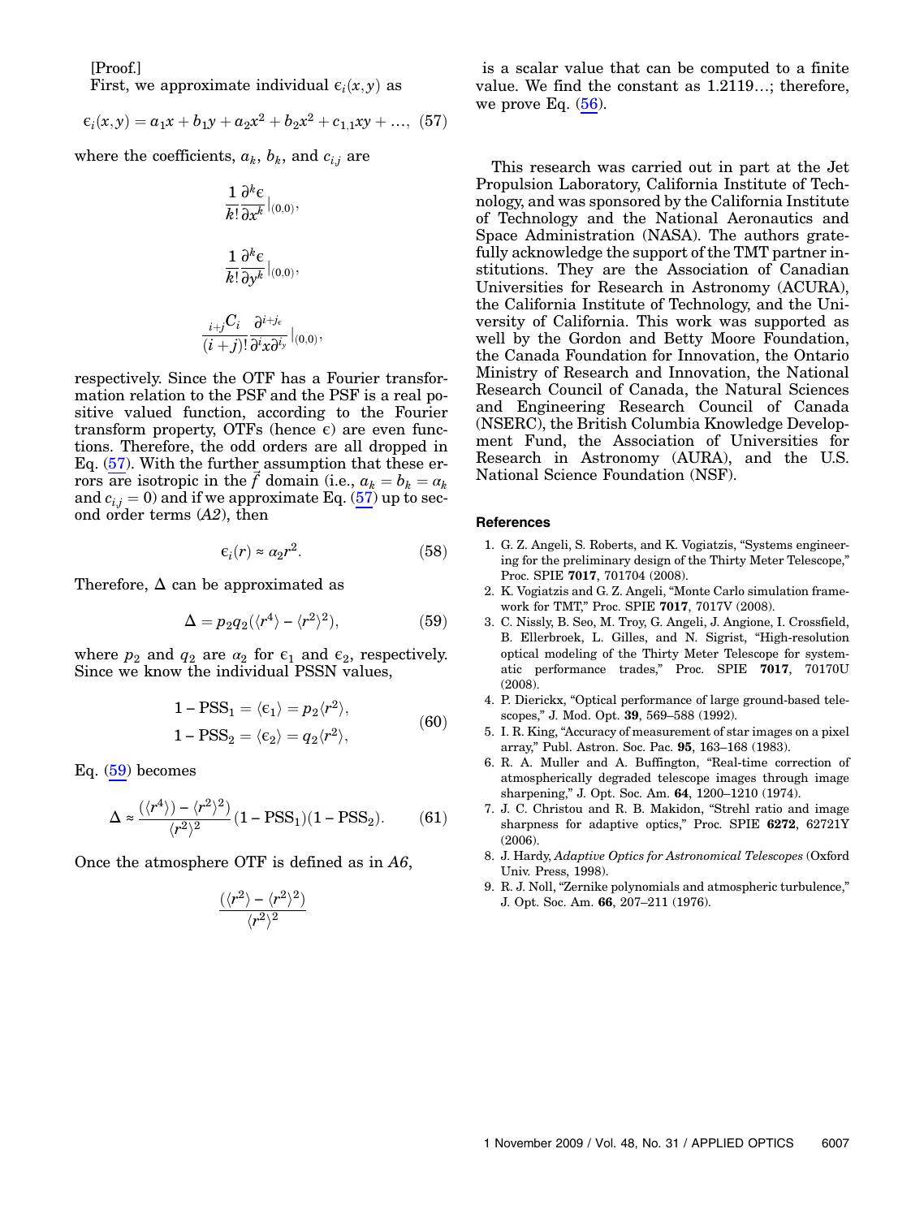[Proof.]

First, we approximate individual $\epsilon_i(x, y)$ as

$$\epsilon_i(x,y) = a_1 x + b_1 y + a_2 x^2 + b_2 x^2 + c_{1,1} xy + \ldots, \quad (57)$$

where the coefficients, $a_k$, $b_k$, and $c_{i,j}$ are

$$\frac{1}{k!}\frac{\partial^k \epsilon}{\partial x^k}\Big|_{(0,0)},$$

$$\frac{1}{k!}\frac{\partial^k \epsilon}{\partial y^k}\Big|_{(0,0)},$$

$$\frac{{}_{i+j}C_i}{(i+j)!}\frac{\partial^{i+j_\epsilon}}{\partial^i x \partial^{i_y}}\Big|_{(0,0)},$$

respectively. Since the OTF has a Fourier transformation relation to the PSF and the PSF is a real positive valued function, according to the Fourier transform property, OTFs (hence $\epsilon$) are even functions. Therefore, the odd orders are all dropped in Eq. (57). With the further assumption that these errors are isotropic in the $\vec{f}$ domain (i.e., $a_k = b_k = \alpha_k$ and $c_{i,j} = 0$) and if we approximate Eq. (57) up to second order terms (*A2*), then

$$\epsilon_i(r) \approx \alpha_2 r^2. \quad (58)$$

Therefore, $\Delta$ can be approximated as

$$\Delta = p_2 q_2 (\langle r^4 \rangle - \langle r^2 \rangle^2), \quad (59)$$

where $p_2$ and $q_2$ are $\alpha_2$ for $\epsilon_1$ and $\epsilon_2$, respectively. Since we know the individual PSSN values,

$$\begin{aligned} 1 - \mathrm{PSS}_1 &= \langle \epsilon_1 \rangle = p_2 \langle r^2 \rangle, \\ 1 - \mathrm{PSS}_2 &= \langle \epsilon_2 \rangle = q_2 \langle r^2 \rangle, \end{aligned} \quad (60)$$

Eq. (59) becomes

$$\Delta \approx \frac{(\langle r^4 \rangle) - \langle r^2 \rangle^2)}{\langle r^2 \rangle^2}(1 - \mathrm{PSS}_1)(1 - \mathrm{PSS}_2). \quad (61)$$

Once the atmosphere OTF is defined as in *A6*,

$$\frac{(\langle r^2 \rangle - \langle r^2 \rangle^2)}{\langle r^2 \rangle^2}$$

is a scalar value that can be computed to a finite value. We find the constant as 1.2119…; therefore, we prove Eq. (56).

This research was carried out in part at the Jet Propulsion Laboratory, California Institute of Technology, and was sponsored by the California Institute of Technology and the National Aeronautics and Space Administration (NASA). The authors gratefully acknowledge the support of the TMT partner institutions. They are the Association of Canadian Universities for Research in Astronomy (ACURA), the California Institute of Technology, and the University of California. This work was supported as well by the Gordon and Betty Moore Foundation, the Canada Foundation for Innovation, the Ontario Ministry of Research and Innovation, the National Research Council of Canada, the Natural Sciences and Engineering Research Council of Canada (NSERC), the British Columbia Knowledge Development Fund, the Association of Universities for Research in Astronomy (AURA), and the U.S. National Science Foundation (NSF).

## References

1. G. Z. Angeli, S. Roberts, and K. Vogiatzis, "Systems engineering for the preliminary design of the Thirty Meter Telescope," Proc. SPIE **7017**, 701704 (2008).
2. K. Vogiatzis and G. Z. Angeli, "Monte Carlo simulation framework for TMT," Proc. SPIE **7017**, 7017V (2008).
3. C. Nissly, B. Seo, M. Troy, G. Angeli, J. Angione, I. Crossfield, B. Ellerbroek, L. Gilles, and N. Sigrist, "High-resolution optical modeling of the Thirty Meter Telescope for systematic performance trades," Proc. SPIE **7017**, 70170U (2008).
4. P. Dierickx, "Optical performance of large ground-based telescopes," J. Mod. Opt. **39**, 569–588 (1992).
5. I. R. King, "Accuracy of measurement of star images on a pixel array," Publ. Astron. Soc. Pac. **95**, 163–168 (1983).
6. R. A. Muller and A. Buffington, "Real-time correction of atmospherically degraded telescope images through image sharpening," J. Opt. Soc. Am. **64**, 1200–1210 (1974).
7. J. C. Christou and R. B. Makidon, "Strehl ratio and image sharpness for adaptive optics," Proc. SPIE **6272**, 62721Y (2006).
8. J. Hardy, *Adaptive Optics for Astronomical Telescopes* (Oxford Univ. Press, 1998).
9. R. J. Noll, "Zernike polynomials and atmospheric turbulence," J. Opt. Soc. Am. **66**, 207–211 (1976).